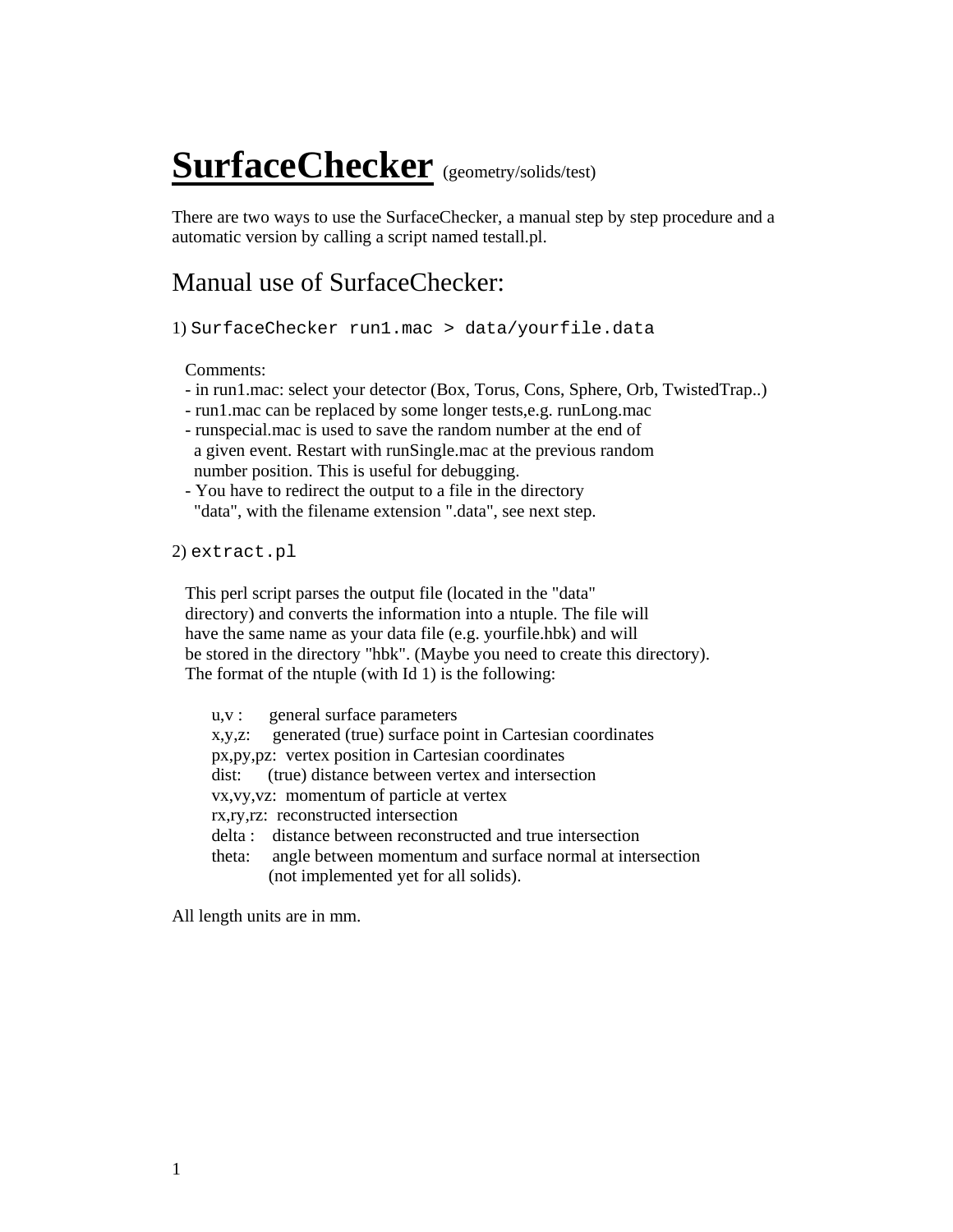# SurfaceChecker (geometry/solids/test)

There are two ways to use the SurfaceChecker, a manual step by step procedure and a automatic version by calling a script named testall.pl.

## Manual use of SurfaceChecker:

1) `SurfaceChecker run1.mac > data/yourfile.data`

Comments:

- in run1.mac: select your detector (Box, Torus, Cons, Sphere, Orb, TwistedTrap..)
- run1.mac can be replaced by some longer tests,e.g. runLong.mac
- runspecial.mac is used to save the random number at the end of a given event. Restart with runSingle.mac at the previous random number position. This is useful for debugging.
- You have to redirect the output to a file in the directory "data", with the filename extension ".data", see next step.

2) `extract.pl`

This perl script parses the output file (located in the "data" directory) and converts the information into a ntuple. The file will have the same name as your data file (e.g. yourfile.hbk) and will be stored in the directory "hbk". (Maybe you need to create this directory). The format of the ntuple (with Id 1) is the following:

- u,v : general surface parameters
- x,y,z: generated (true) surface point in Cartesian coordinates
- px,py,pz: vertex position in Cartesian coordinates
- dist: (true) distance between vertex and intersection
- vx,vy,vz: momentum of particle at vertex
- rx,ry,rz: reconstructed intersection
- delta : distance between reconstructed and true intersection
- theta: angle between momentum and surface normal at intersection (not implemented yet for all solids).

All length units are in mm.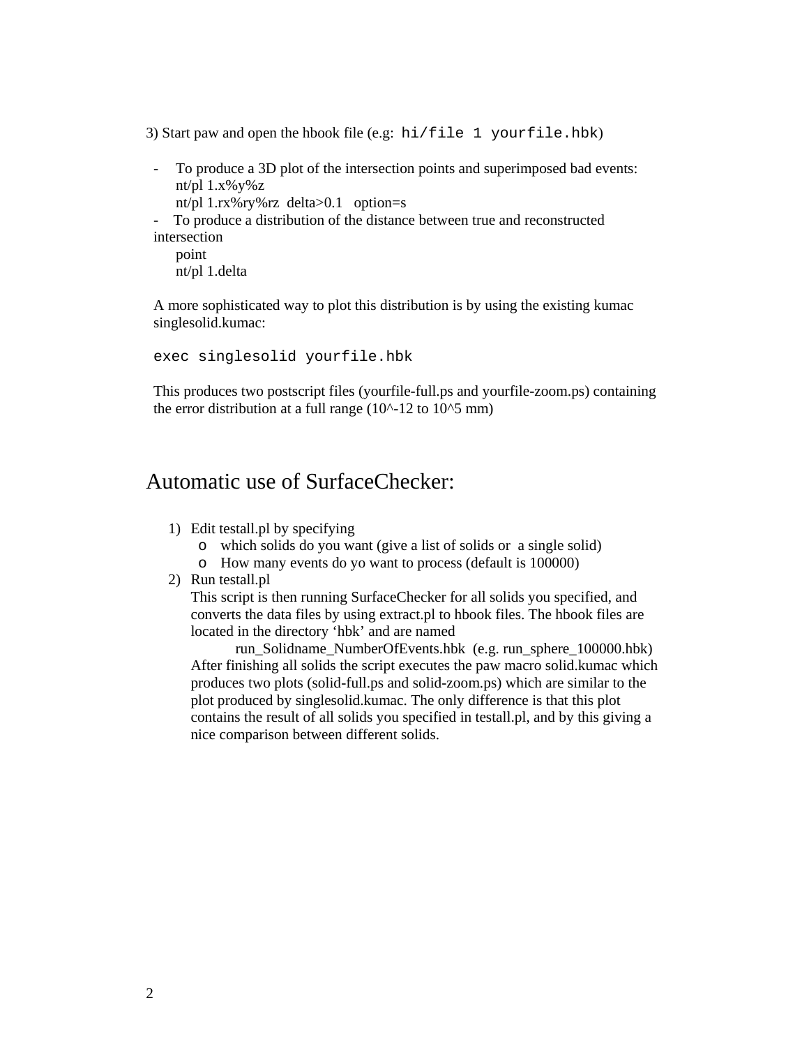3) Start paw and open the hbook file (e.g: `hi/file 1 yourfile.hbk`)

- To produce a 3D plot of the intersection points and superimposed bad events:
  nt/pl 1.x%y%z
  nt/pl 1.rx%ry%rz delta>0.1 option=s
- To produce a distribution of the distance between true and reconstructed intersection
  point
  nt/pl 1.delta

A more sophisticated way to plot this distribution is by using the existing kumac singlesolid.kumac:

```
exec singlesolid yourfile.hbk
```

This produces two postscript files (yourfile-full.ps and yourfile-zoom.ps) containing the error distribution at a full range (10^-12 to 10^5 mm)

# Automatic use of SurfaceChecker:

1) Edit testall.pl by specifying
   - which solids do you want (give a list of solids or a single solid)
   - How many events do yo want to process (default is 100000)
2) Run testall.pl
   This script is then running SurfaceChecker for all solids you specified, and converts the data files by using extract.pl to hbook files. The hbook files are located in the directory 'hbk' and are named
   
   run_Solidname_NumberOfEvents.hbk (e.g. run_sphere_100000.hbk)
   
   After finishing all solids the script executes the paw macro solid.kumac which produces two plots (solid-full.ps and solid-zoom.ps) which are similar to the plot produced by singlesolid.kumac. The only difference is that this plot contains the result of all solids you specified in testall.pl, and by this giving a nice comparison between different solids.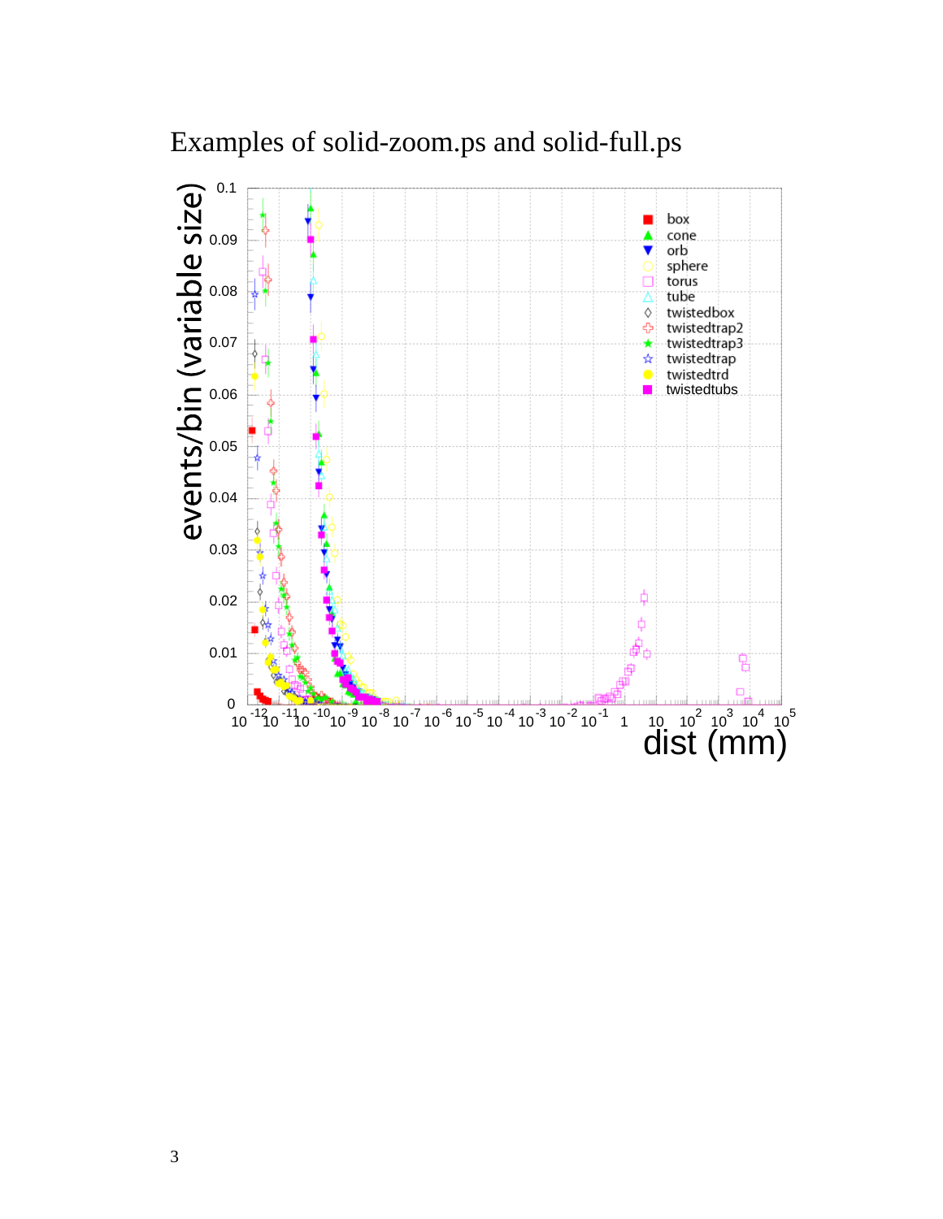Examples of solid-zoom.ps and solid-full.ps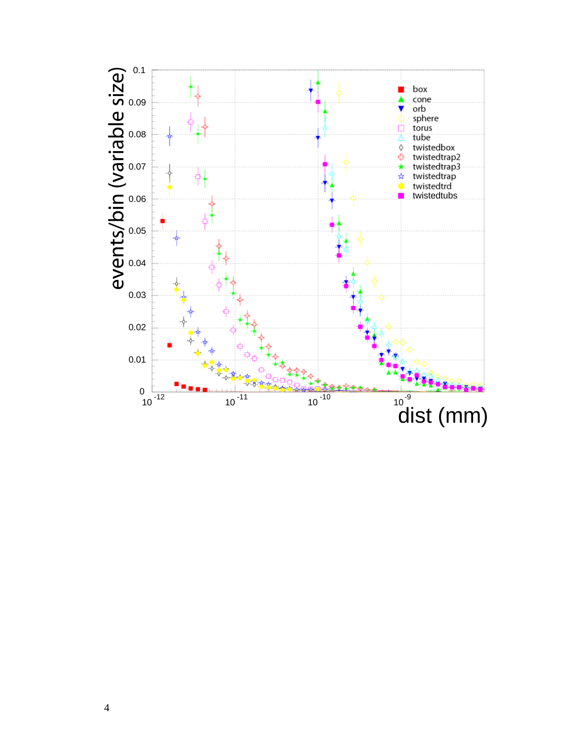events/bin (variable size)

0.1
0.09
0.08
0.07
0.06
0.05
0.04
0.03
0.02
0.01
0

$10^{-12}$
$10^{-11}$
$10^{-10}$
$10^{-9}$

dist (mm)

box
cone
orb
sphere
torus
tube
twistedbox
twistedtrap2
twistedtrap3
twistedtrap
twistedtrd
twistedtubs